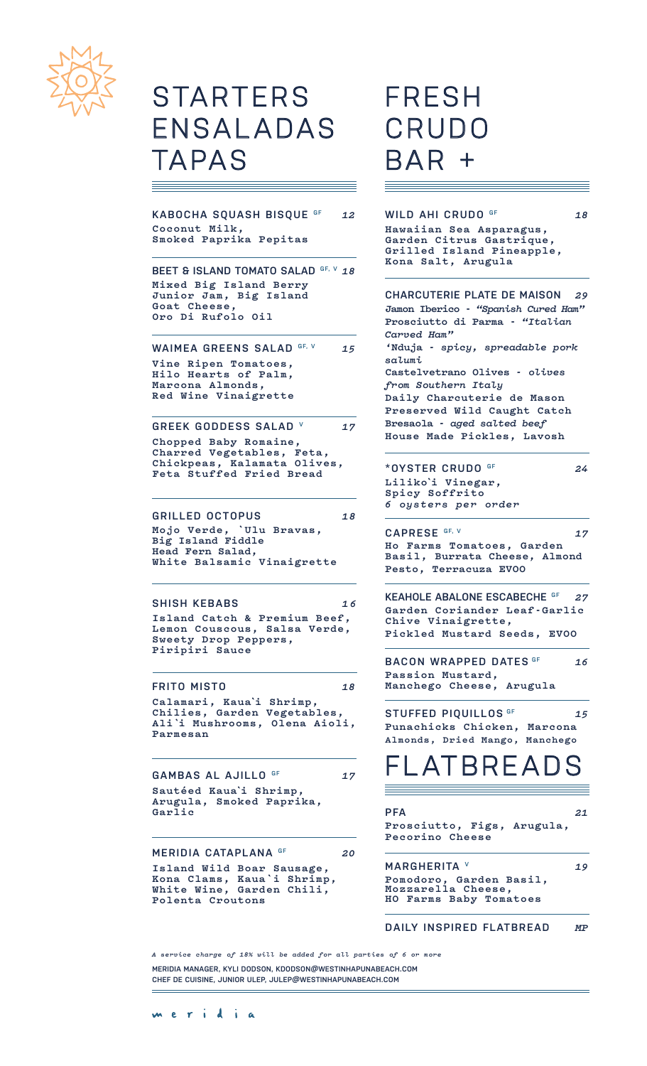# STARTERS ENSALADAS TAPAS

### KABOCHA SQUASH BISQUE GF — 12
Coconut Milk, Smoked Paprika Pepitas

### BEET & ISLAND TOMATO SALAD GF, V — 18
Mixed Big Island Berry Junior Jam, Big Island Goat Cheese, Oro Di Rufolo Oil

### WAIMEA GREENS SALAD GF, V — 15
Vine Ripen Tomatoes, Hilo Hearts of Palm, Marcona Almonds, Red Wine Vinaigrette

### GREEK GODDESS SALAD V — 17
Chopped Baby Romaine, Charred Vegetables, Feta, Chickpeas, Kalamata Olives, Feta Stuffed Fried Bread

### GRILLED OCTOPUS — 18
Mojo Verde, `Ulu Bravas, Big Island Fiddle Head Fern Salad, White Balsamic Vinaigrette

### SHISH KEBABS — 16
Island Catch & Premium Beef, Lemon Couscous, Salsa Verde, Sweety Drop Peppers, Piripiri Sauce

### FRITO MISTO — 18
Calamari, Kaua`i Shrimp, Chilies, Garden Vegetables, Ali`i Mushrooms, Olena Aioli, Parmesan

### GAMBAS AL AJILLO GF — 17
Sautéed Kaua`i Shrimp, Arugula, Smoked Paprika, Garlic

### MERIDIA CATAPLANA GF — 20
Island Wild Boar Sausage, Kona Clams, Kaua`i Shrimp, White Wine, Garden Chili, Polenta Croutons

# FRESH CRUDO BAR +

### WILD AHI CRUDO GF — 18
Hawaiian Sea Asparagus, Garden Citrus Gastrique, Grilled Island Pineapple, Kona Salt, Arugula

### CHARCUTERIE PLATE DE MAISON — 29
Jamon Iberico - *"Spanish Cured Ham"*
Prosciutto di Parma - *"Italian Carved Ham"*
'Nduja - *spicy, spreadable pork salumi*
Castelvetrano Olives - *olives from Southern Italy*
Daily Charcuterie de Mason
Preserved Wild Caught Catch
Bresaola - *aged salted beef*
House Made Pickles, Lavosh

### *OYSTER CRUDO GF — 24
Liliko`i Vinegar, Spicy Soffrito
*6 oysters per order*

### CAPRESE GF, V — 17
Ho Farms Tomatoes, Garden Basil, Burrata Cheese, Almond Pesto, Terracuza EVOO

### KEAHOLE ABALONE ESCABECHE GF — 27
Garden Coriander Leaf-Garlic Chive Vinaigrette, Pickled Mustard Seeds, EVOO

### BACON WRAPPED DATES GF — 16
Passion Mustard, Manchego Cheese, Arugula

### STUFFED PIQUILLOS GF — 15
Punachicks Chicken, Marcona Almonds, Dried Mango, Manchego

# FLATBREADS

### PFA — 21
Prosciutto, Figs, Arugula, Pecorino Cheese

### MARGHERITA V — 19
Pomodoro, Garden Basil, Mozzarella Cheese, HO Farms Baby Tomatoes

### DAILY INSPIRED FLATBREAD — MP

*A service charge of 18% will be added for all parties of 6 or more*

MERIDIA MANAGER, KYLI DODSON, KDODSON@WESTINHAPUNABEACH.COM
CHEF DE CUISINE, JUNIOR ULEP, JULEP@WESTINHAPUNABEACH.COM

meridia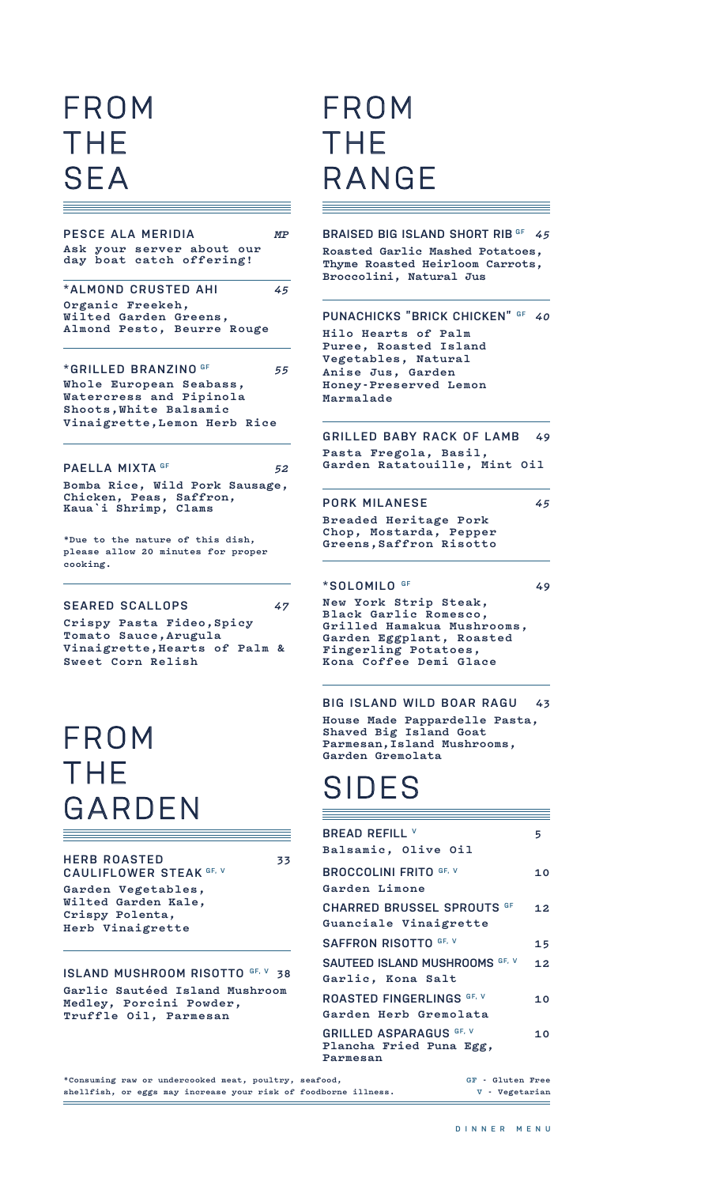# FROM THE SEA

**PESCE ALA MERIDIA** *MP*
Ask your server about our day boat catch offering!

**\*ALMOND CRUSTED AHI** *45*
Organic Freekeh, Wilted Garden Greens, Almond Pesto, Beurre Rouge

**\*GRILLED BRANZINO** GF *55*
Whole European Seabass, Watercress and Pipinola Shoots, White Balsamic Vinaigrette, Lemon Herb Rice

**PAELLA MIXTA** GF *52*
Bomba Rice, Wild Pork Sausage, Chicken, Peas, Saffron, Kaua`i Shrimp, Clams

*Due to the nature of this dish, please allow 20 minutes for proper cooking.

**SEARED SCALLOPS** *47*
Crispy Pasta Fideo, Spicy Tomato Sauce, Arugula Vinaigrette, Hearts of Palm & Sweet Corn Relish

# FROM THE GARDEN

**HERB ROASTED CAULIFLOWER STEAK** GF, V 33
Garden Vegetables, Wilted Garden Kale, Crispy Polenta, Herb Vinaigrette

**ISLAND MUSHROOM RISOTTO** GF, V 38
Garlic Sautéed Island Mushroom Medley, Porcini Powder, Truffle Oil, Parmesan

# FROM THE RANGE

**BRAISED BIG ISLAND SHORT RIB** GF *45*
Roasted Garlic Mashed Potatoes, Thyme Roasted Heirloom Carrots, Broccolini, Natural Jus

**PUNACHICKS "BRICK CHICKEN"** GF *40*
Hilo Hearts of Palm Puree, Roasted Island Vegetables, Natural Anise Jus, Garden Honey-Preserved Lemon Marmalade

**GRILLED BABY RACK OF LAMB** *49*
Pasta Fregola, Basil, Garden Ratatouille, Mint Oil

**PORK MILANESE** *45*
Breaded Heritage Pork Chop, Mostarda, Pepper Greens, Saffron Risotto

**\*SOLOMILO** GF 49
New York Strip Steak, Black Garlic Romesco, Grilled Hamakua Mushrooms, Garden Eggplant, Roasted Fingerling Potatoes, Kona Coffee Demi Glace

**BIG ISLAND WILD BOAR RAGU** *43*
House Made Pappardelle Pasta, Shaved Big Island Goat Parmesan, Island Mushrooms, Garden Gremolata

# SIDES

**BREAD REFILL** V 5
Balsamic, Olive Oil

**BROCCOLINI FRITO** GF, V 10
Garden Limone

**CHARRED BRUSSEL SPROUTS** GF 12
Guanciale Vinaigrette

**SAFFRON RISOTTO** GF, V 15

**SAUTEED ISLAND MUSHROOMS** GF, V 12
Garlic, Kona Salt

**ROASTED FINGERLINGS** GF, V 10
Garden Herb Gremolata

**GRILLED ASPARAGUS** GF, V 10
Plancha Fried Puna Egg, Parmesan

*Consuming raw or undercooked meat, poultry, seafood, shellfish, or eggs may increase your risk of foodborne illness.

GF - Gluten Free
V - Vegetarian

DINNER MENU